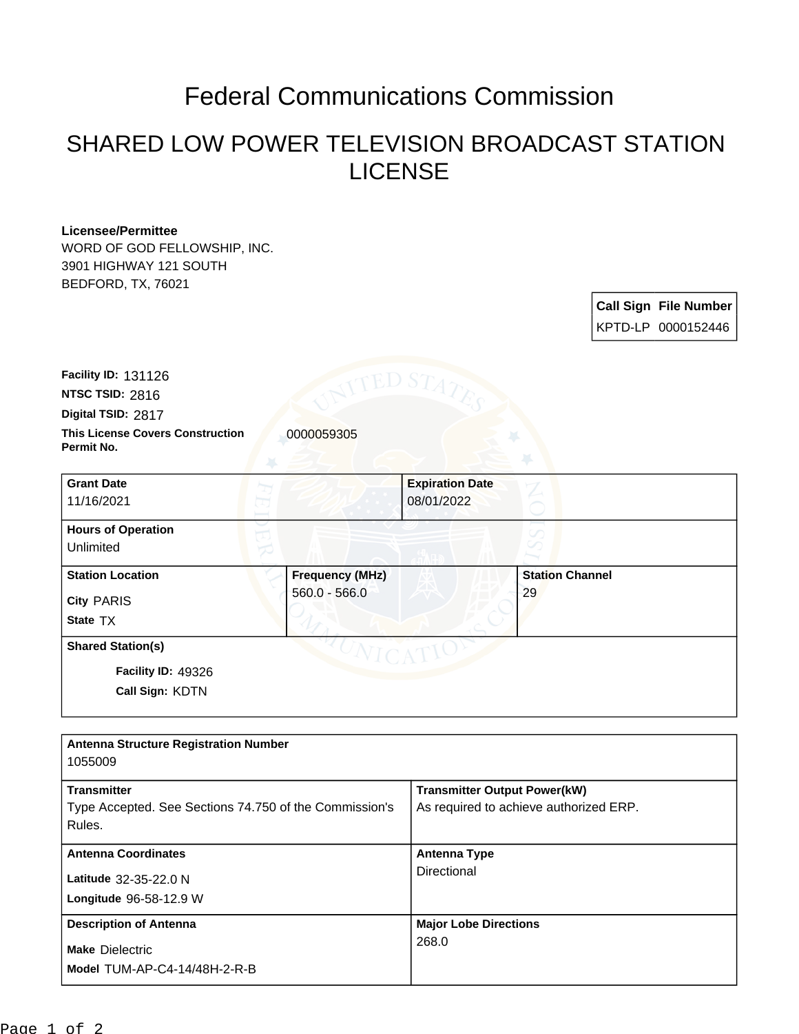# Federal Communications Commission

## SHARED LOW POWER TELEVISION BROADCAST STATION LICENSE

**Licensee/Permittee**
WORD OF GOD FELLOWSHIP, INC.
3901 HIGHWAY 121 SOUTH
BEDFORD, TX, 76021

| Call Sign | File Number |
|---|---|
| KPTD-LP | 0000152446 |

**Facility ID:** 131126
**NTSC TSID:** 2816
**Digital TSID:** 2817
**This License Covers Construction Permit No.** 0000059305

| Grant Date | Expiration Date |
|---|---|
| 11/16/2021 | 08/01/2022 |

**Hours of Operation**
Unlimited

| Station Location | Frequency (MHz) | Station Channel |
|---|---|---|
| City PARIS<br>State TX | 560.0 - 566.0 | 29 |

**Shared Station(s)**

**Facility ID:** 49326
**Call Sign:** KDTN

**Antenna Structure Registration Number**
1055009

| Transmitter | Transmitter Output Power(kW) |
|---|---|
| Type Accepted. See Sections 74.750 of the Commission's Rules. | As required to achieve authorized ERP. |

| Antenna Coordinates | Antenna Type |
|---|---|
| Latitude 32-35-22.0 N<br>Longitude 96-58-12.9 W | Directional |

| Description of Antenna | Major Lobe Directions |
|---|---|
| Make Dielectric<br>Model TUM-AP-C4-14/48H-2-R-B | 268.0 |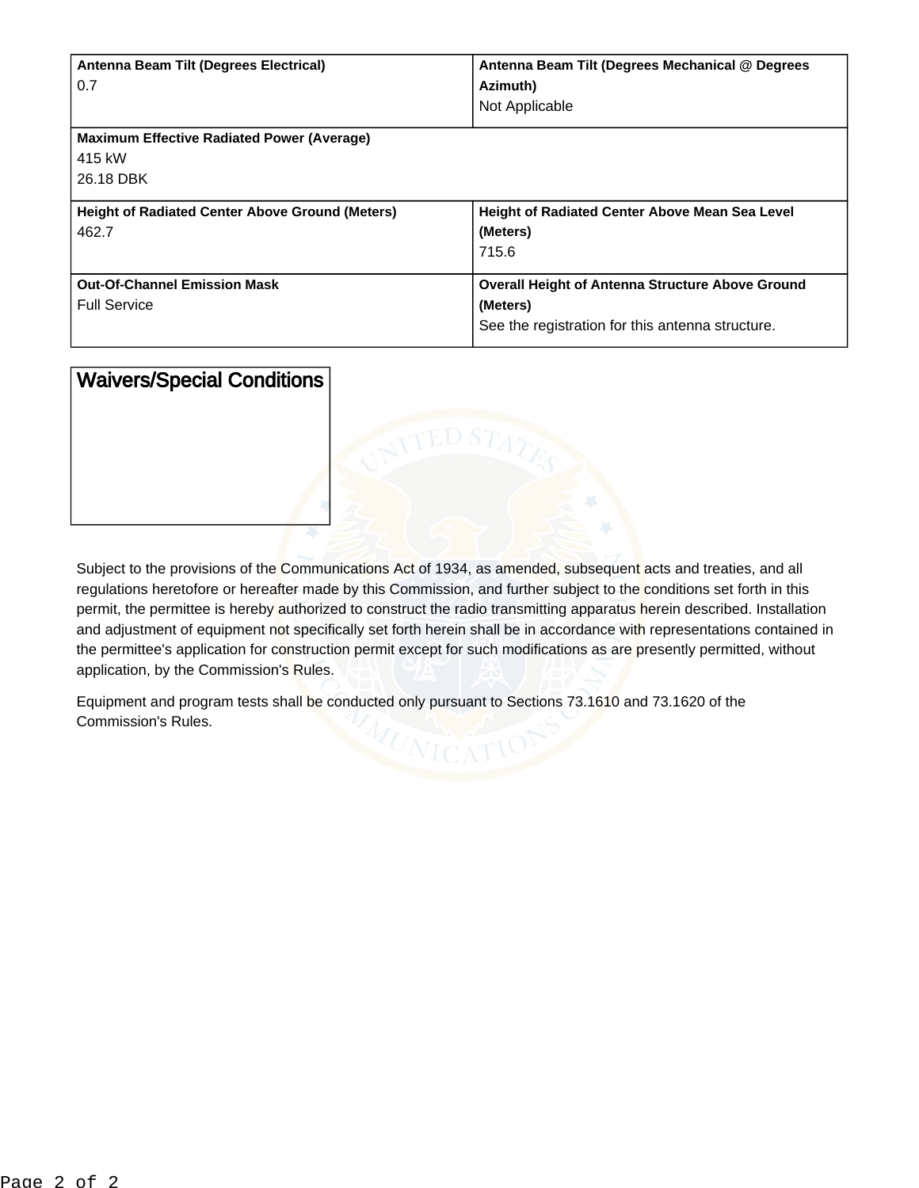| | |
|---|---|
| **Antenna Beam Tilt (Degrees Electrical)**<br>0.7 | **Antenna Beam Tilt (Degrees Mechanical @ Degrees Azimuth)**<br>Not Applicable |
| **Maximum Effective Radiated Power (Average)**<br>415 kW<br>26.18 DBK | |
| **Height of Radiated Center Above Ground (Meters)**<br>462.7 | **Height of Radiated Center Above Mean Sea Level (Meters)**<br>715.6 |
| **Out-Of-Channel Emission Mask**<br>Full Service | **Overall Height of Antenna Structure Above Ground (Meters)**<br>See the registration for this antenna structure. |

## Waivers/Special Conditions

Subject to the provisions of the Communications Act of 1934, as amended, subsequent acts and treaties, and all regulations heretofore or hereafter made by this Commission, and further subject to the conditions set forth in this permit, the permittee is hereby authorized to construct the radio transmitting apparatus herein described. Installation and adjustment of equipment not specifically set forth herein shall be in accordance with representations contained in the permittee's application for construction permit except for such modifications as are presently permitted, without application, by the Commission's Rules.

Equipment and program tests shall be conducted only pursuant to Sections 73.1610 and 73.1620 of the Commission's Rules.